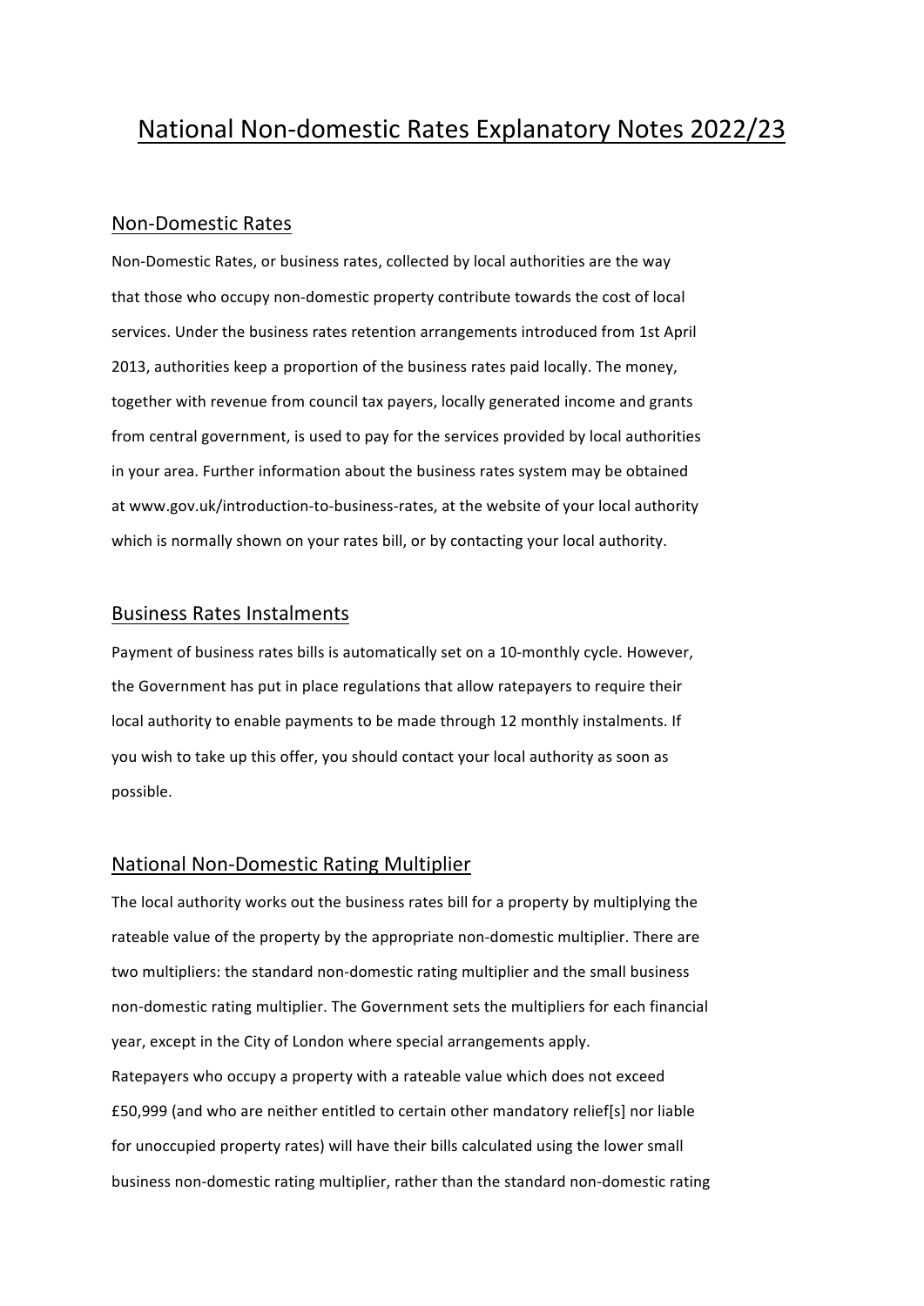# National Non-domestic Rates Explanatory Notes 2022/23

## Non-Domestic Rates

Non-Domestic Rates, or business rates, collected by local authorities are the way that those who occupy non-domestic property contribute towards the cost of local services. Under the business rates retention arrangements introduced from 1st April 2013, authorities keep a proportion of the business rates paid locally. The money, together with revenue from council tax payers, locally generated income and grants from central government, is used to pay for the services provided by local authorities in your area. Further information about the business rates system may be obtained at www.gov.uk/introduction-to-business-rates, at the website of your local authority which is normally shown on your rates bill, or by contacting your local authority.

## Business Rates Instalments

Payment of business rates bills is automatically set on a 10-monthly cycle. However, the Government has put in place regulations that allow ratepayers to require their local authority to enable payments to be made through 12 monthly instalments. If you wish to take up this offer, you should contact your local authority as soon as possible.

## National Non-Domestic Rating Multiplier

The local authority works out the business rates bill for a property by multiplying the rateable value of the property by the appropriate non-domestic multiplier. There are two multipliers: the standard non-domestic rating multiplier and the small business non-domestic rating multiplier. The Government sets the multipliers for each financial year, except in the City of London where special arrangements apply.

Ratepayers who occupy a property with a rateable value which does not exceed £50,999 (and who are neither entitled to certain other mandatory relief[s] nor liable for unoccupied property rates) will have their bills calculated using the lower small business non-domestic rating multiplier, rather than the standard non-domestic rating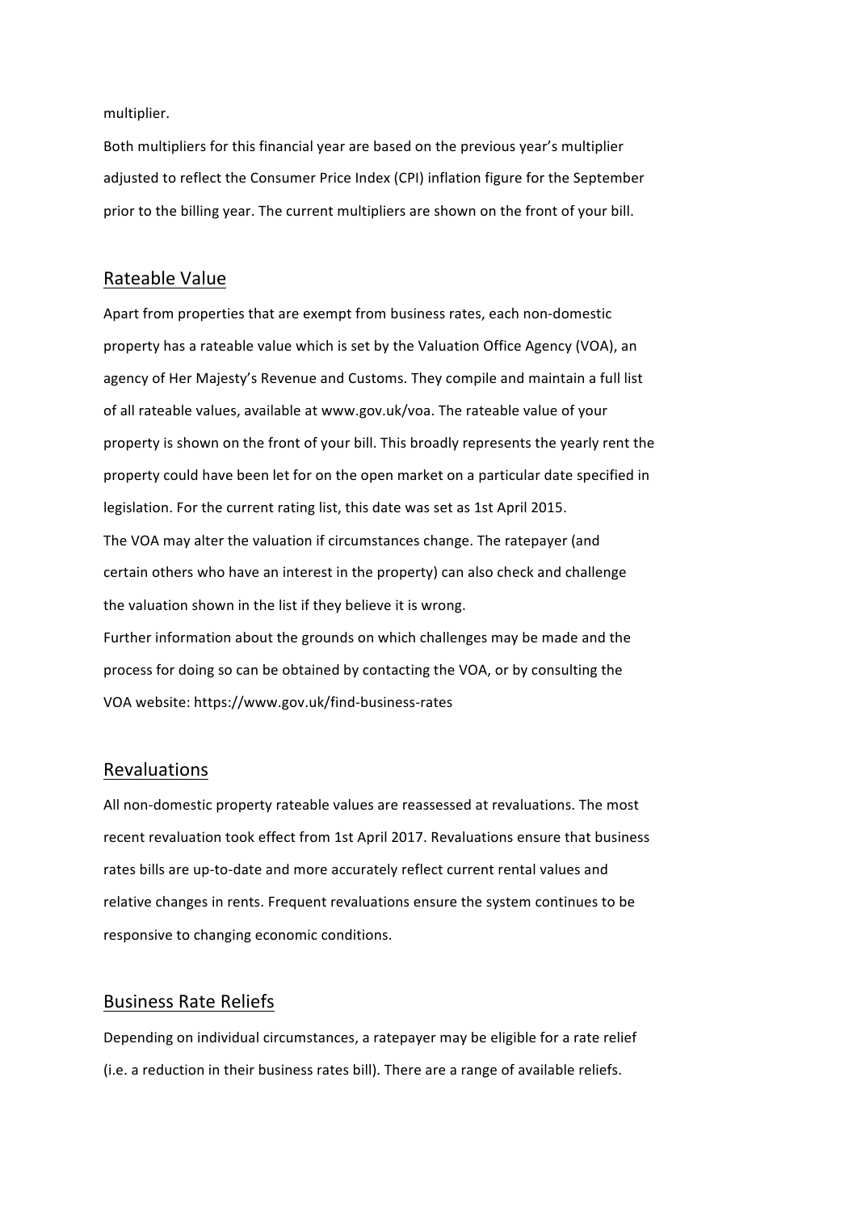multiplier.

Both multipliers for this financial year are based on the previous year's multiplier adjusted to reflect the Consumer Price Index (CPI) inflation figure for the September prior to the billing year. The current multipliers are shown on the front of your bill.

## Rateable Value

Apart from properties that are exempt from business rates, each non-domestic property has a rateable value which is set by the Valuation Office Agency (VOA), an agency of Her Majesty's Revenue and Customs. They compile and maintain a full list of all rateable values, available at www.gov.uk/voa. The rateable value of your property is shown on the front of your bill. This broadly represents the yearly rent the property could have been let for on the open market on a particular date specified in legislation. For the current rating list, this date was set as 1st April 2015.

The VOA may alter the valuation if circumstances change. The ratepayer (and certain others who have an interest in the property) can also check and challenge the valuation shown in the list if they believe it is wrong.

Further information about the grounds on which challenges may be made and the process for doing so can be obtained by contacting the VOA, or by consulting the VOA website: https://www.gov.uk/find-business-rates

## Revaluations

All non-domestic property rateable values are reassessed at revaluations. The most recent revaluation took effect from 1st April 2017. Revaluations ensure that business rates bills are up-to-date and more accurately reflect current rental values and relative changes in rents. Frequent revaluations ensure the system continues to be responsive to changing economic conditions.

## Business Rate Reliefs

Depending on individual circumstances, a ratepayer may be eligible for a rate relief (i.e. a reduction in their business rates bill). There are a range of available reliefs.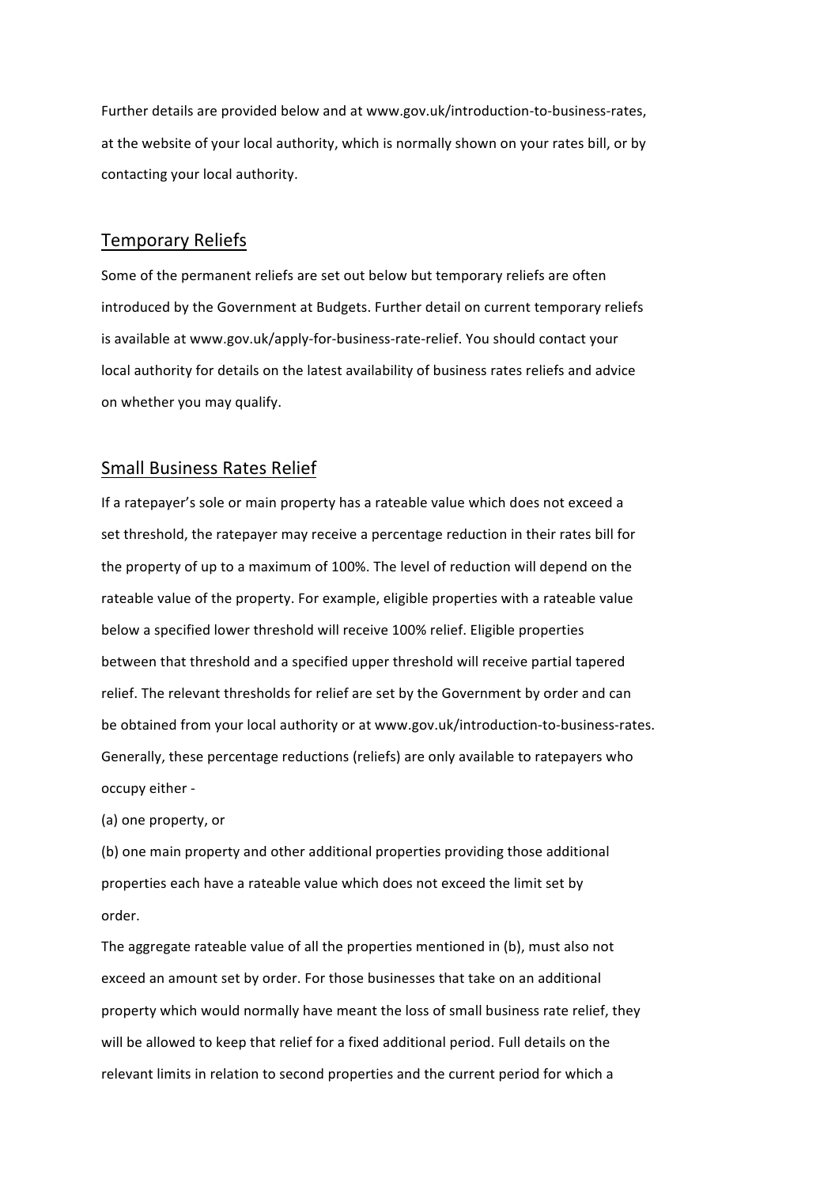Further details are provided below and at www.gov.uk/introduction-to-business-rates, at the website of your local authority, which is normally shown on your rates bill, or by contacting your local authority.

## Temporary Reliefs

Some of the permanent reliefs are set out below but temporary reliefs are often introduced by the Government at Budgets. Further detail on current temporary reliefs is available at www.gov.uk/apply-for-business-rate-relief. You should contact your local authority for details on the latest availability of business rates reliefs and advice on whether you may qualify.

## Small Business Rates Relief

If a ratepayer's sole or main property has a rateable value which does not exceed a set threshold, the ratepayer may receive a percentage reduction in their rates bill for the property of up to a maximum of 100%. The level of reduction will depend on the rateable value of the property. For example, eligible properties with a rateable value below a specified lower threshold will receive 100% relief. Eligible properties between that threshold and a specified upper threshold will receive partial tapered relief. The relevant thresholds for relief are set by the Government by order and can be obtained from your local authority or at www.gov.uk/introduction-to-business-rates. Generally, these percentage reductions (reliefs) are only available to ratepayers who occupy either -

(a) one property, or

(b) one main property and other additional properties providing those additional properties each have a rateable value which does not exceed the limit set by order.

The aggregate rateable value of all the properties mentioned in (b), must also not exceed an amount set by order. For those businesses that take on an additional property which would normally have meant the loss of small business rate relief, they will be allowed to keep that relief for a fixed additional period. Full details on the relevant limits in relation to second properties and the current period for which a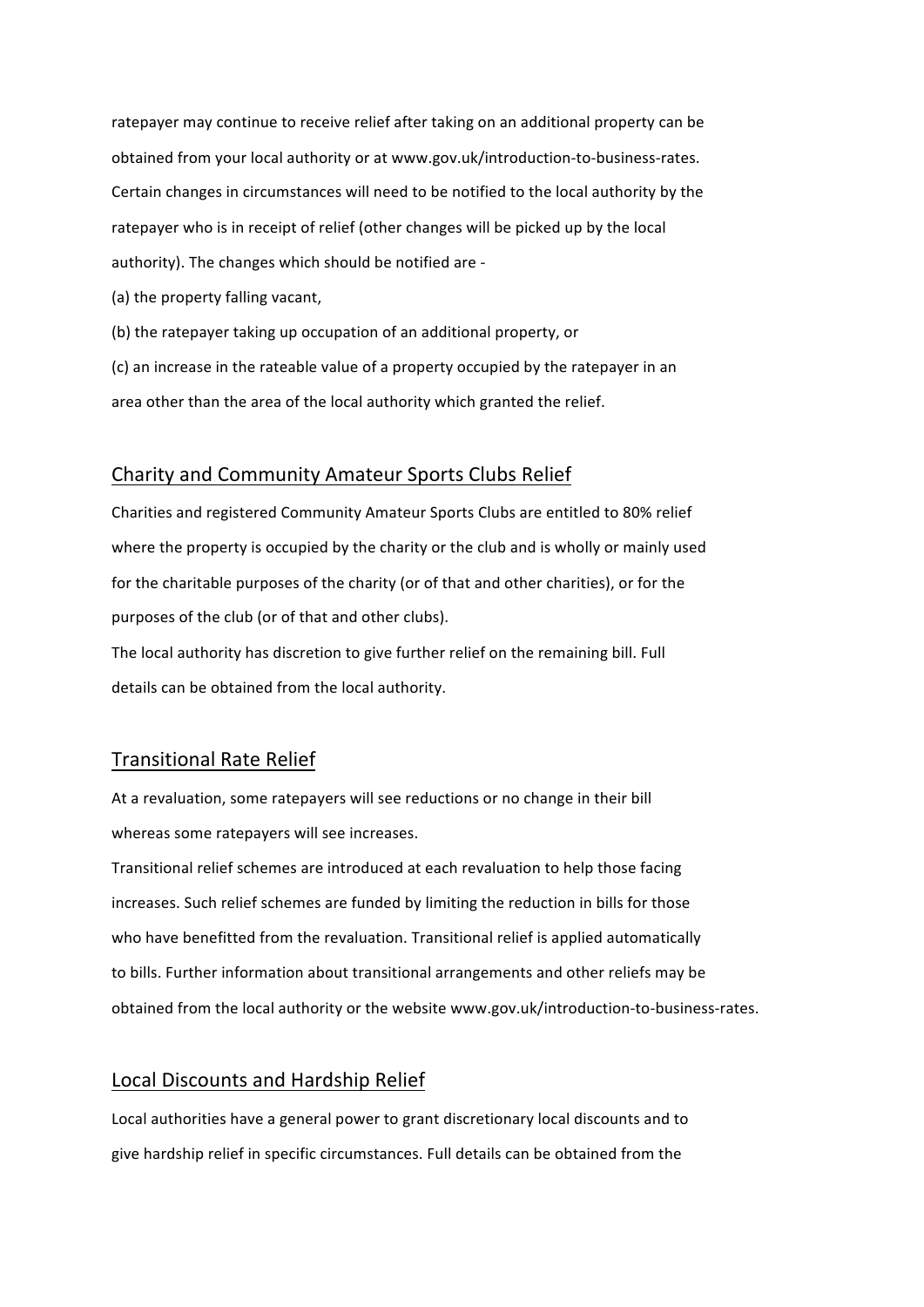ratepayer may continue to receive relief after taking on an additional property can be obtained from your local authority or at www.gov.uk/introduction-to-business-rates. Certain changes in circumstances will need to be notified to the local authority by the ratepayer who is in receipt of relief (other changes will be picked up by the local authority). The changes which should be notified are -

(a) the property falling vacant,

(b) the ratepayer taking up occupation of an additional property, or

(c) an increase in the rateable value of a property occupied by the ratepayer in an area other than the area of the local authority which granted the relief.

## Charity and Community Amateur Sports Clubs Relief

Charities and registered Community Amateur Sports Clubs are entitled to 80% relief where the property is occupied by the charity or the club and is wholly or mainly used for the charitable purposes of the charity (or of that and other charities), or for the purposes of the club (or of that and other clubs).

The local authority has discretion to give further relief on the remaining bill. Full details can be obtained from the local authority.

## Transitional Rate Relief

At a revaluation, some ratepayers will see reductions or no change in their bill whereas some ratepayers will see increases.

Transitional relief schemes are introduced at each revaluation to help those facing increases. Such relief schemes are funded by limiting the reduction in bills for those who have benefitted from the revaluation. Transitional relief is applied automatically to bills. Further information about transitional arrangements and other reliefs may be obtained from the local authority or the website www.gov.uk/introduction-to-business-rates.

## Local Discounts and Hardship Relief

Local authorities have a general power to grant discretionary local discounts and to give hardship relief in specific circumstances. Full details can be obtained from the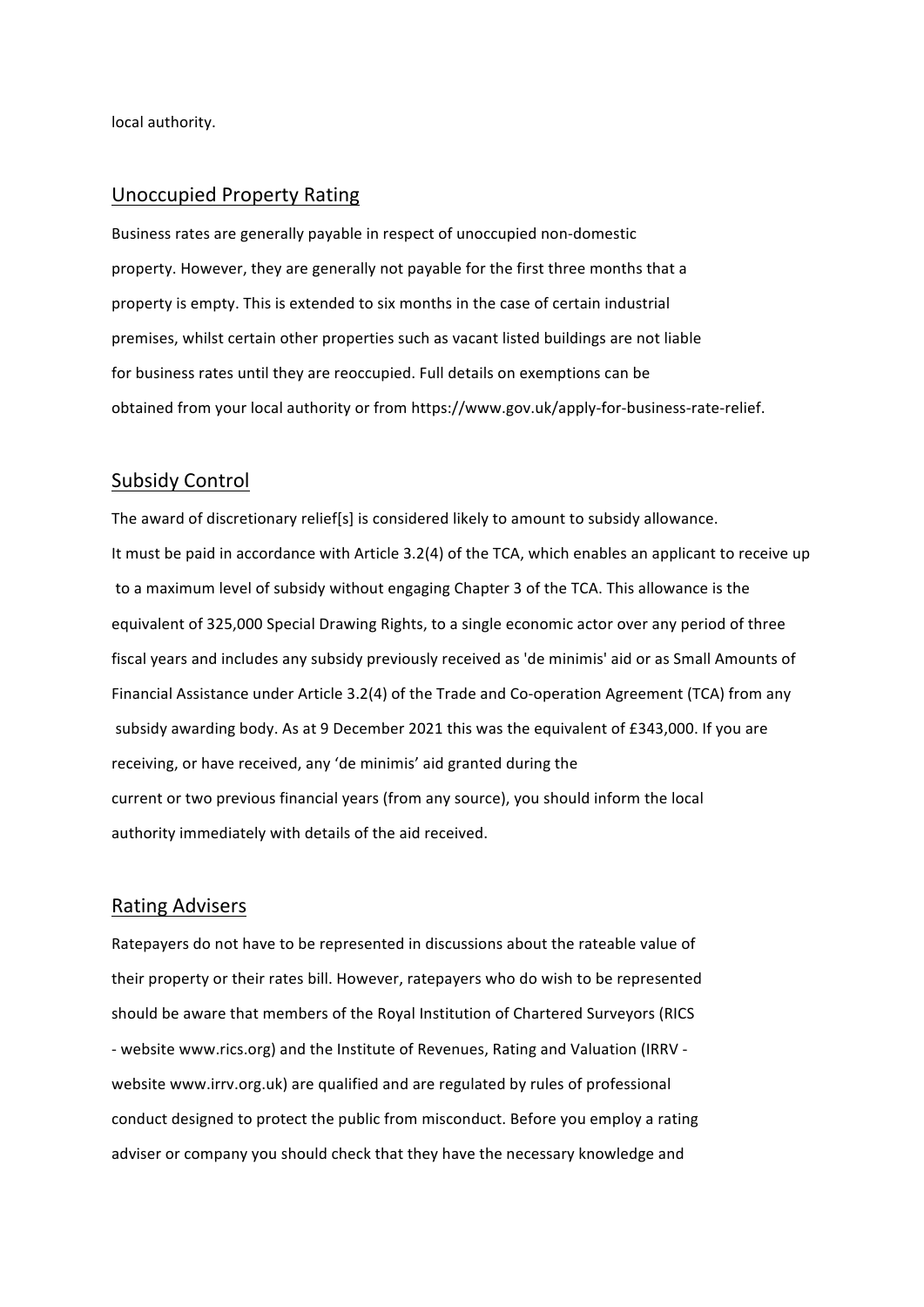local authority.

## Unoccupied Property Rating

Business rates are generally payable in respect of unoccupied non-domestic property. However, they are generally not payable for the first three months that a property is empty. This is extended to six months in the case of certain industrial premises, whilst certain other properties such as vacant listed buildings are not liable for business rates until they are reoccupied. Full details on exemptions can be obtained from your local authority or from https://www.gov.uk/apply-for-business-rate-relief.

## Subsidy Control

The award of discretionary relief[s] is considered likely to amount to subsidy allowance. It must be paid in accordance with Article 3.2(4) of the TCA, which enables an applicant to receive up to a maximum level of subsidy without engaging Chapter 3 of the TCA. This allowance is the equivalent of 325,000 Special Drawing Rights, to a single economic actor over any period of three fiscal years and includes any subsidy previously received as 'de minimis' aid or as Small Amounts of Financial Assistance under Article 3.2(4) of the Trade and Co-operation Agreement (TCA) from any subsidy awarding body. As at 9 December 2021 this was the equivalent of £343,000. If you are receiving, or have received, any 'de minimis' aid granted during the current or two previous financial years (from any source), you should inform the local authority immediately with details of the aid received.

## Rating Advisers

Ratepayers do not have to be represented in discussions about the rateable value of their property or their rates bill. However, ratepayers who do wish to be represented should be aware that members of the Royal Institution of Chartered Surveyors (RICS - website www.rics.org) and the Institute of Revenues, Rating and Valuation (IRRV - website www.irrv.org.uk) are qualified and are regulated by rules of professional conduct designed to protect the public from misconduct. Before you employ a rating adviser or company you should check that they have the necessary knowledge and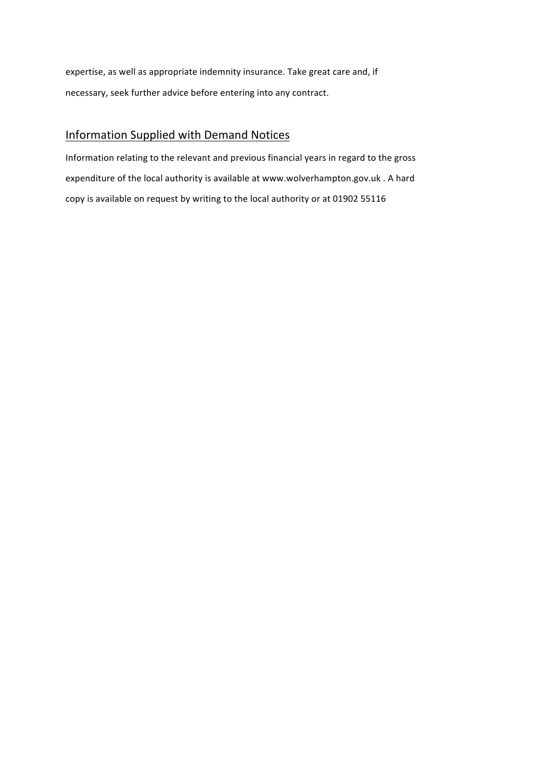expertise, as well as appropriate indemnity insurance. Take great care and, if necessary, seek further advice before entering into any contract.

## Information Supplied with Demand Notices

Information relating to the relevant and previous financial years in regard to the gross expenditure of the local authority is available at www.wolverhampton.gov.uk . A hard copy is available on request by writing to the local authority or at 01902 55116